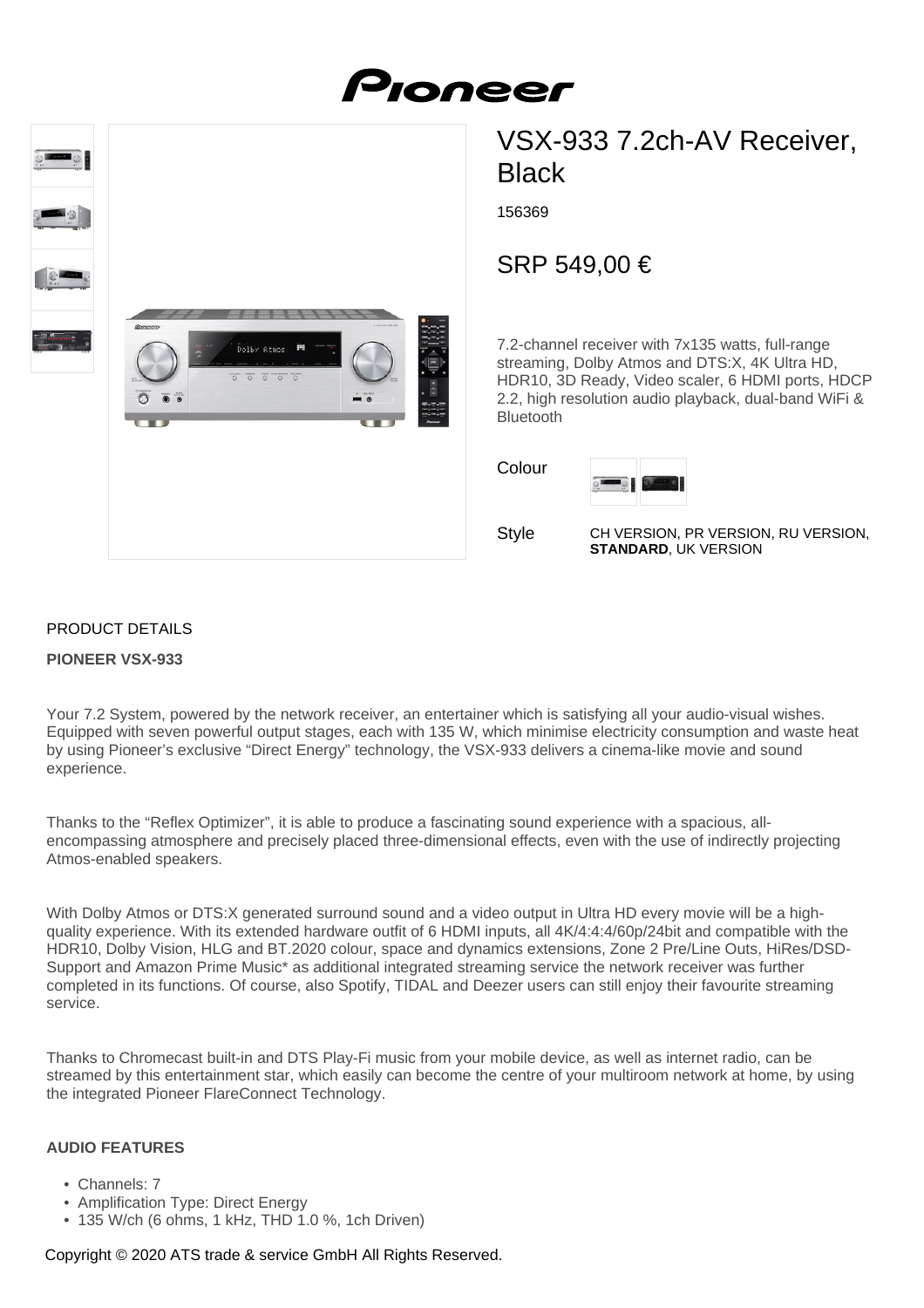# VSX-933 7.2ch-AV Receiver, Black

156369

## SRP 549,00 €

7.2-channel receiver with 7x135 watts, full-range streaming, Dolby Atmos and DTS:X, 4K Ultra HD, HDR10, 3D Ready, Video scaler, 6 HDMI ports, HDCP 2.2, high resolution audio playback, dual-band WiFi & Bluetooth

Colour

Style: CH VERSION, PR VERSION, RU VERSION, **STANDARD**, UK VERSION

PRODUCT DETAILS

**PIONEER VSX-933**

Your 7.2 System, powered by the network receiver, an entertainer which is satisfying all your audio-visual wishes. Equipped with seven powerful output stages, each with 135 W, which minimise electricity consumption and waste heat by using Pioneer's exclusive "Direct Energy" technology, the VSX-933 delivers a cinema-like movie and sound experience.

Thanks to the "Reflex Optimizer", it is able to produce a fascinating sound experience with a spacious, all-encompassing atmosphere and precisely placed three-dimensional effects, even with the use of indirectly projecting Atmos-enabled speakers.

With Dolby Atmos or DTS:X generated surround sound and a video output in Ultra HD every movie will be a high-quality experience. With its extended hardware outfit of 6 HDMI inputs, all 4K/4:4:4/60p/24bit and compatible with the HDR10, Dolby Vision, HLG and BT.2020 colour, space and dynamics extensions, Zone 2 Pre/Line Outs, HiRes/DSD-Support and Amazon Prime Music* as additional integrated streaming service the network receiver was further completed in its functions. Of course, also Spotify, TIDAL and Deezer users can still enjoy their favourite streaming service.

Thanks to Chromecast built-in and DTS Play-Fi music from your mobile device, as well as internet radio, can be streamed by this entertainment star, which easily can become the centre of your multiroom network at home, by using the integrated Pioneer FlareConnect Technology.

**AUDIO FEATURES**

- Channels: 7
- Amplification Type: Direct Energy
- 135 W/ch (6 ohms, 1 kHz, THD 1.0 %, 1ch Driven)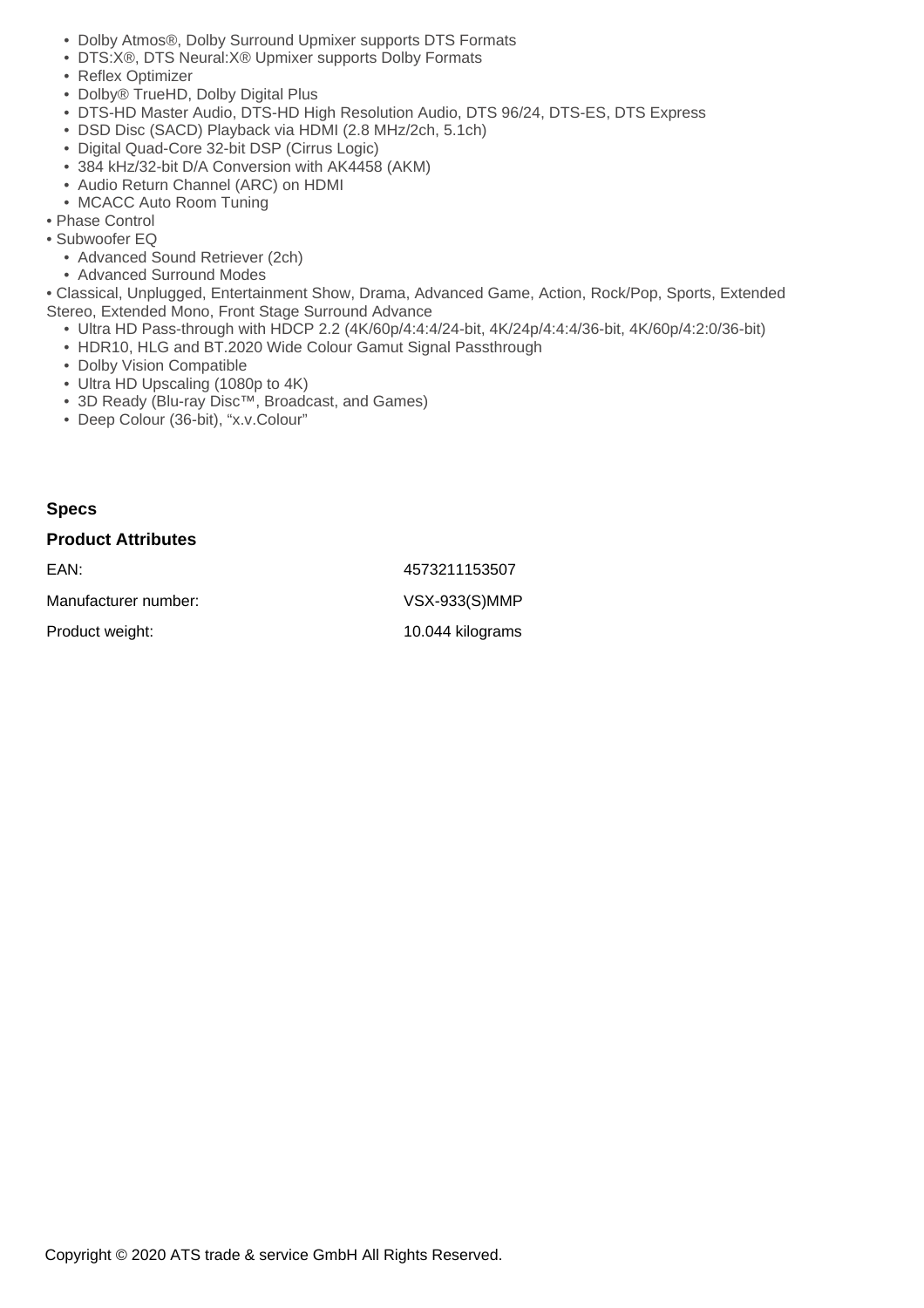- Dolby Atmos®, Dolby Surround Upmixer supports DTS Formats
- DTS:X®, DTS Neural:X® Upmixer supports Dolby Formats
- Reflex Optimizer
- Dolby® TrueHD, Dolby Digital Plus
- DTS-HD Master Audio, DTS-HD High Resolution Audio, DTS 96/24, DTS-ES, DTS Express
- DSD Disc (SACD) Playback via HDMI (2.8 MHz/2ch, 5.1ch)
- Digital Quad-Core 32-bit DSP (Cirrus Logic)
- 384 kHz/32-bit D/A Conversion with AK4458 (AKM)
- Audio Return Channel (ARC) on HDMI
- MCACC Auto Room Tuning

• Phase Control
• Subwoofer EQ

- Advanced Sound Retriever (2ch)
- Advanced Surround Modes

• Classical, Unplugged, Entertainment Show, Drama, Advanced Game, Action, Rock/Pop, Sports, Extended Stereo, Extended Mono, Front Stage Surround Advance

- Ultra HD Pass-through with HDCP 2.2 (4K/60p/4:4:4/24-bit, 4K/24p/4:4:4/36-bit, 4K/60p/4:2:0/36-bit)
- HDR10, HLG and BT.2020 Wide Colour Gamut Signal Passthrough
- Dolby Vision Compatible
- Ultra HD Upscaling (1080p to 4K)
- 3D Ready (Blu-ray Disc™, Broadcast, and Games)
- Deep Colour (36-bit), “x.v.Colour”

**Specs**

**Product Attributes**

| | |
|---|---|
| EAN: | 4573211153507 |
| Manufacturer number: | VSX-933(S)MMP |
| Product weight: | 10.044 kilograms |

Copyright © 2020 ATS trade & service GmbH All Rights Reserved.